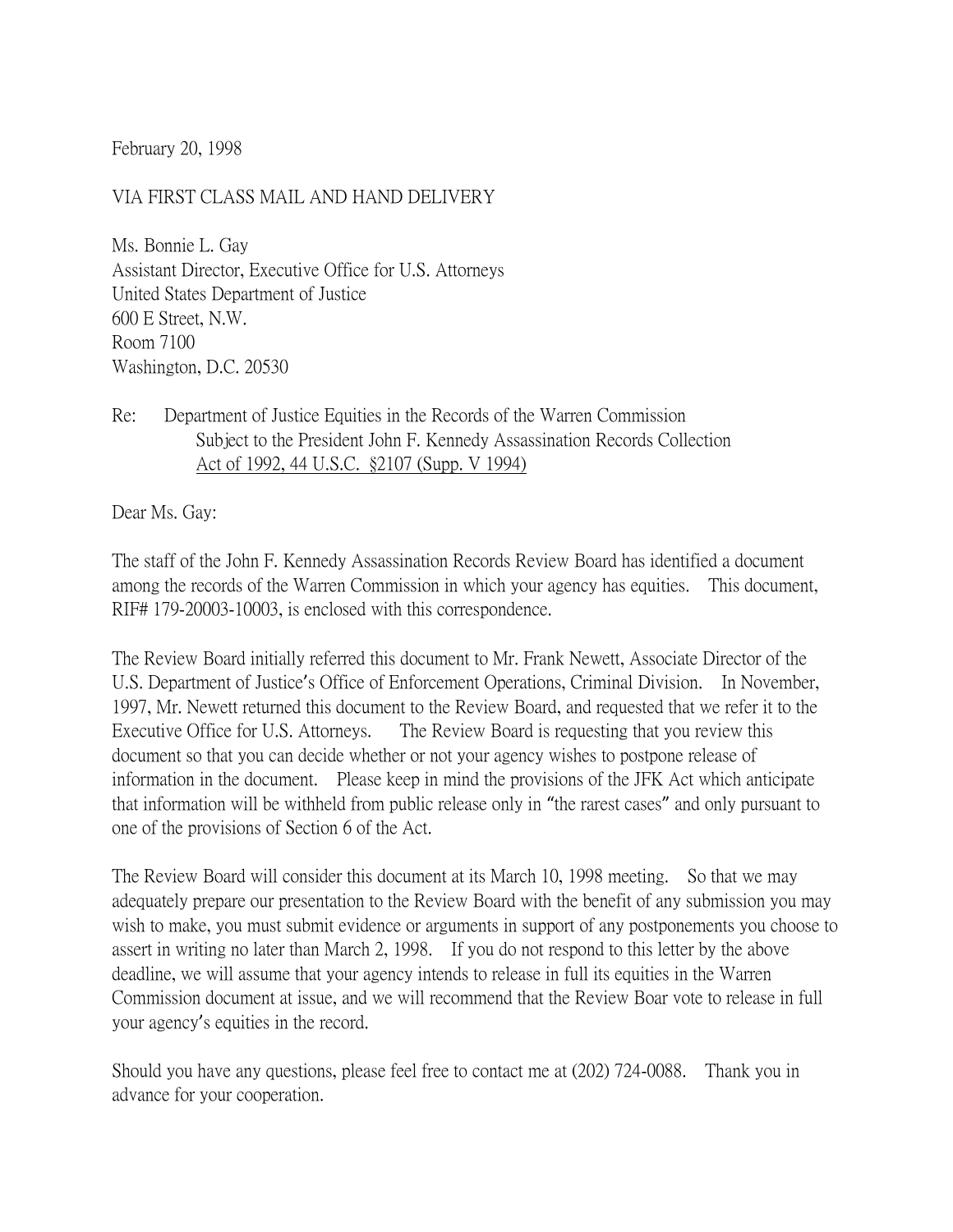February 20, 1998

VIA FIRST CLASS MAIL AND HAND DELIVERY

Ms. Bonnie L. Gay  
Assistant Director, Executive Office for U.S. Attorneys  
United States Department of Justice  
600 E Street, N.W.  
Room 7100  
Washington, D.C. 20530

Re: Department of Justice Equities in the Records of the Warren Commission Subject to the President John F. Kennedy Assassination Records Collection <u>Act of 1992, 44 U.S.C. §2107 (Supp. V 1994)</u>

Dear Ms. Gay:

The staff of the John F. Kennedy Assassination Records Review Board has identified a document among the records of the Warren Commission in which your agency has equities. This document, RIF# 179-20003-10003, is enclosed with this correspondence.

The Review Board initially referred this document to Mr. Frank Newett, Associate Director of the U.S. Department of Justice's Office of Enforcement Operations, Criminal Division. In November, 1997, Mr. Newett returned this document to the Review Board, and requested that we refer it to the Executive Office for U.S. Attorneys. The Review Board is requesting that you review this document so that you can decide whether or not your agency wishes to postpone release of information in the document. Please keep in mind the provisions of the JFK Act which anticipate that information will be withheld from public release only in "the rarest cases" and only pursuant to one of the provisions of Section 6 of the Act.

The Review Board will consider this document at its March 10, 1998 meeting. So that we may adequately prepare our presentation to the Review Board with the benefit of any submission you may wish to make, you must submit evidence or arguments in support of any postponements you choose to assert in writing no later than March 2, 1998. If you do not respond to this letter by the above deadline, we will assume that your agency intends to release in full its equities in the Warren Commission document at issue, and we will recommend that the Review Boar vote to release in full your agency's equities in the record.

Should you have any questions, please feel free to contact me at (202) 724-0088. Thank you in advance for your cooperation.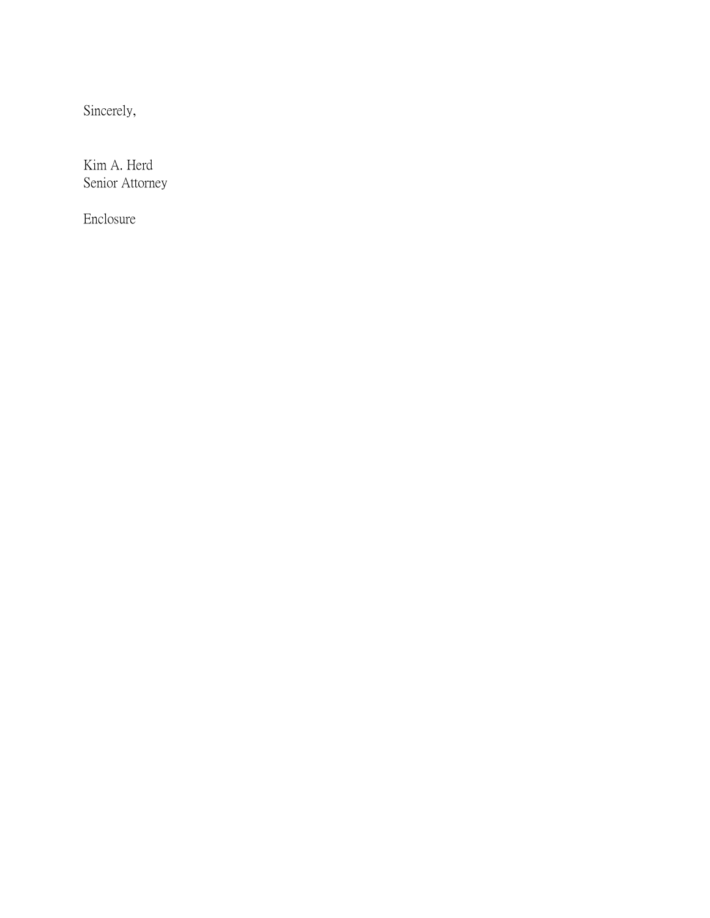Sincerely,

Kim A. Herd
Senior Attorney

Enclosure